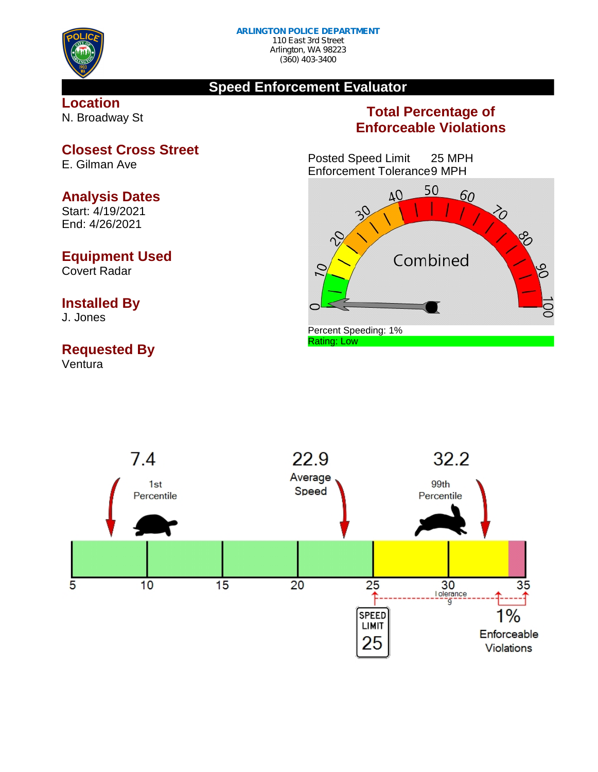**ARLINGTON POLICE DEPARTMENT**
110 East 3rd Street
Arlington, WA 98223
(360) 403-3400

# Speed Enforcement Evaluator

## Location
N. Broadway St

## Closest Cross Street
E. Gilman Ave

## Analysis Dates
Start: 4/19/2021
End: 4/26/2021

## Equipment Used
Covert Radar

## Installed By
J. Jones

## Requested By
Ventura

## Total Percentage of Enforceable Violations

Posted Speed Limit 25 MPH
Enforcement Tolerance 9 MPH

Combined

Percent Speeding: 1%
Rating: Low

7.4
1st Percentile

22.9
Average Speed

32.2
99th Percentile

5 10 15 20 25 30 35

Tolerance 9

SPEED LIMIT 25

1%
Enforceable Violations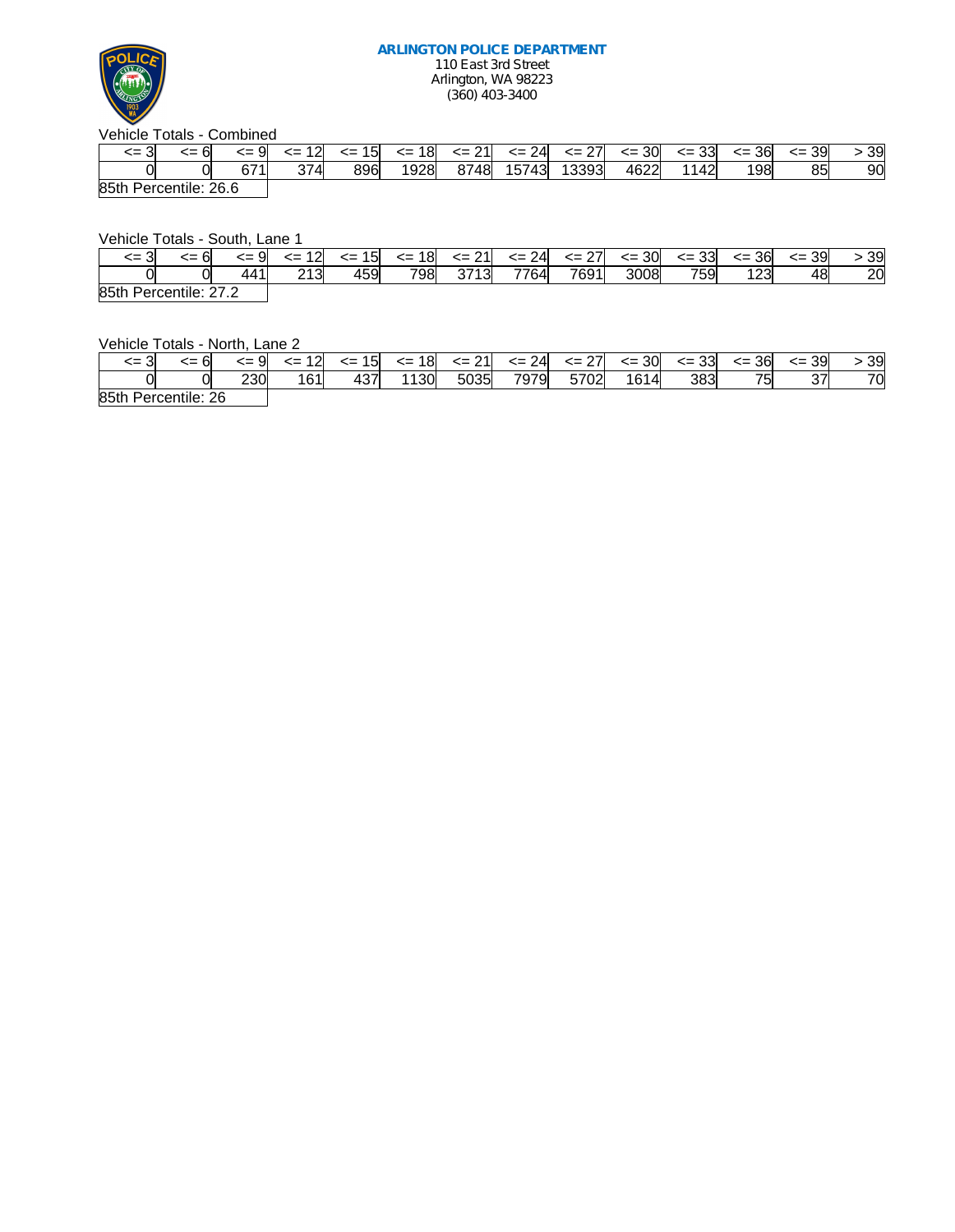**ARLINGTON POLICE DEPARTMENT**
110 East 3rd Street
Arlington, WA 98223
(360) 403-3400

Vehicle Totals - Combined

| <= 3 | <= 6 | <= 9 | <= 12 | <= 15 | <= 18 | <= 21 | <= 24 | <= 27 | <= 30 | <= 33 | <= 36 | <= 39 | > 39 |
|---|---|---|---|---|---|---|---|---|---|---|---|---|---|
| 0 | 0 | 671 | 374 | 896 | 1928 | 8748 | 15743 | 13393 | 4622 | 1142 | 198 | 85 | 90 |

85th Percentile: 26.6

Vehicle Totals - South, Lane 1

| <= 3 | <= 6 | <= 9 | <= 12 | <= 15 | <= 18 | <= 21 | <= 24 | <= 27 | <= 30 | <= 33 | <= 36 | <= 39 | > 39 |
|---|---|---|---|---|---|---|---|---|---|---|---|---|---|
| 0 | 0 | 441 | 213 | 459 | 798 | 3713 | 7764 | 7691 | 3008 | 759 | 123 | 48 | 20 |

85th Percentile: 27.2

Vehicle Totals - North, Lane 2

| <= 3 | <= 6 | <= 9 | <= 12 | <= 15 | <= 18 | <= 21 | <= 24 | <= 27 | <= 30 | <= 33 | <= 36 | <= 39 | > 39 |
|---|---|---|---|---|---|---|---|---|---|---|---|---|---|
| 0 | 0 | 230 | 161 | 437 | 1130 | 5035 | 7979 | 5702 | 1614 | 383 | 75 | 37 | 70 |

85th Percentile: 26